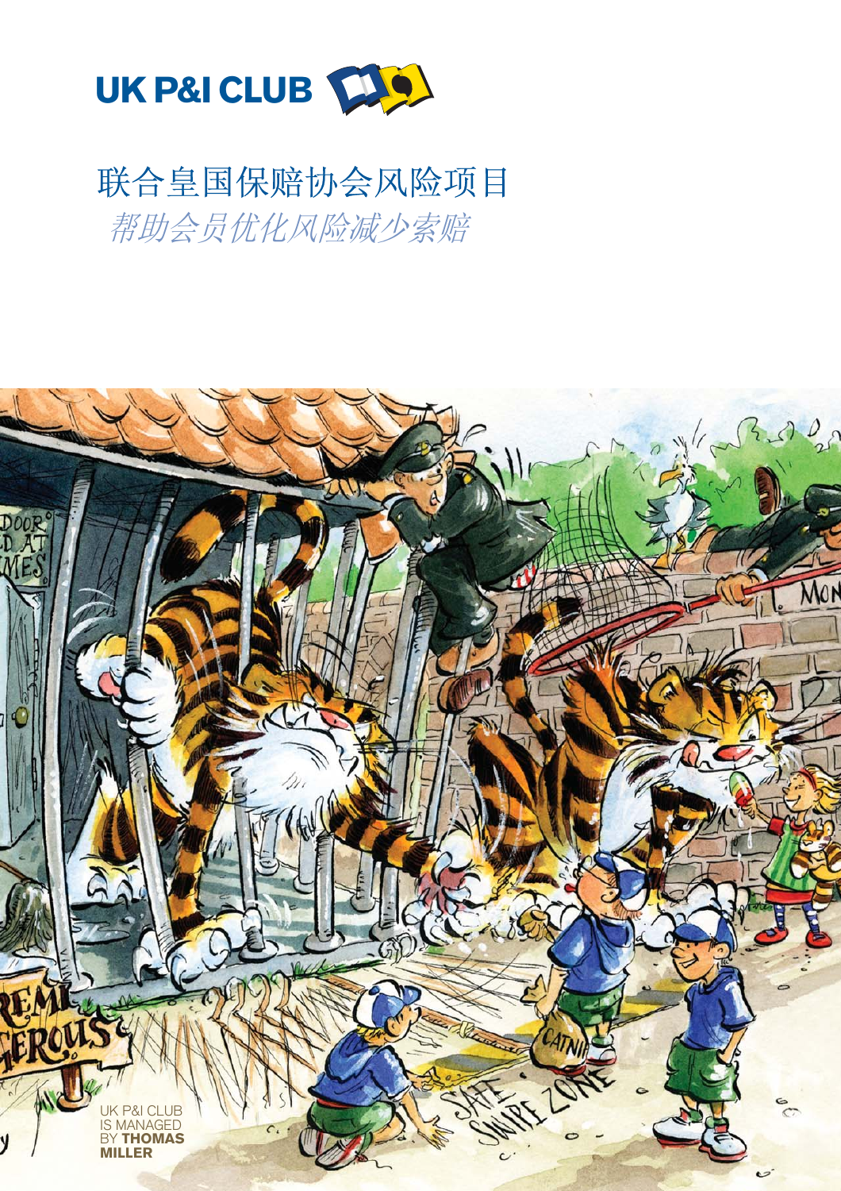UK P&I CLUB

# 联合皇国保赔协会风险项目

*帮助会员优化风险减少索赔*

UK P&I CLUB IS MANAGED BY **THOMAS MILLER**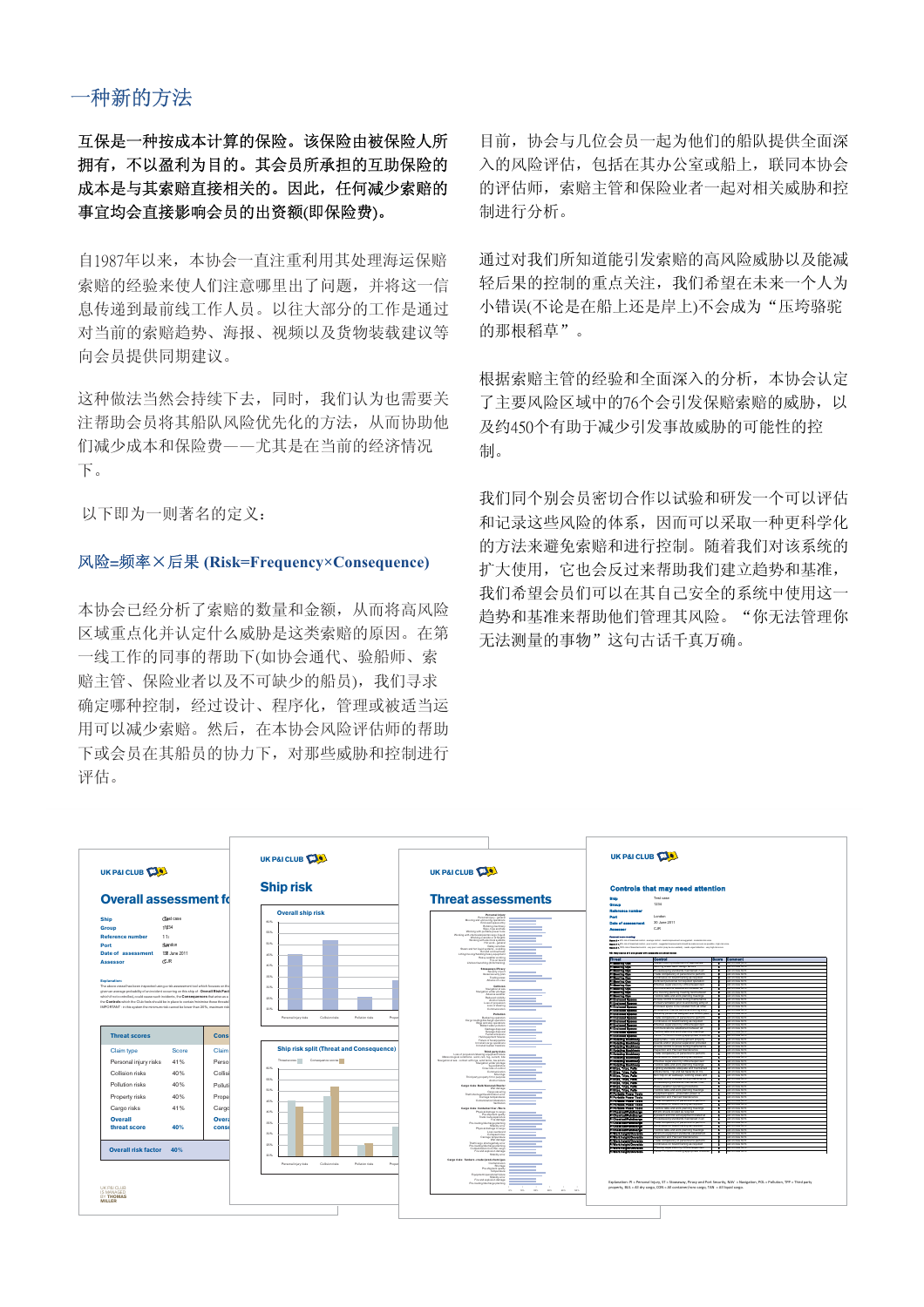# 一种新的方法

**互保是一种按成本计算的保险。该保险由被保险人所拥有，不以盈利为目的。其会员所承担的互助保险的成本是与其索赔直接相关的。因此，任何减少索赔的事宜均会直接影响会员的出资额(即保险费)。**

自1987年以来，本协会一直注重利用其处理海运保赔索赔的经验来使人们注意哪里出了问题，并将这一信息传递到最前线工作人员。以往大部分的工作是通过对当前的索赔趋势、海报、视频以及货物装载建议等向会员提供同期建议。

这种做法当然会持续下去，同时，我们认为也需要关注帮助会员将其船队风险优先化的方法，从而协助他们减少成本和保险费——尤其是在当前的经济情况下。

以下即为一则著名的定义：

风险=频率×后果 **(Risk=Frequency×Consequence)**

本协会已经分析了索赔的数量和金额，从而将高风险区域重点化并认定什么威胁是这类索赔的原因。在第一线工作的同事的帮助下(如协会通代、验船师、索赔主管、保险业者以及不可缺少的船员)，我们寻求确定哪种控制，经过设计、程序化，管理或被适当运用可以减少索赔。然后，在本协会风险评估师的帮助下或会员在其船员的协力下，对那些威胁和控制进行评估。

目前，协会与几位会员一起为他们的船队提供全面深入的风险评估，包括在其办公室或船上，联同本协会的评估师，索赔主管和保险业者一起对相关威胁和控制进行分析。

通过对我们所知道能引发索赔的高风险威胁以及能减轻后果的控制的重点关注，我们希望在未来一个人为小错误(不论是在船上还是岸上)不会成为"压垮骆驼的那根稻草"。

根据索赔主管的经验和全面深入的分析，本协会认定了主要风险区域中的76个会引发保赔索赔的威胁，以及约450个有助于减少引发事故威胁的可能性的控制。

我们同个别会员密切合作以试验和研发一个可以评估和记录这些风险的体系，因而可以采取一种更科学化的方法来避免索赔和进行控制。随着我们对该系统的扩大使用，它也会反过来帮助我们建立趋势和基准，我们希望会员们可以在其自己安全的系统中使用这一趋势和基准来帮助他们管理其风险。"你无法管理你无法测量的事物"这句古话千真万确。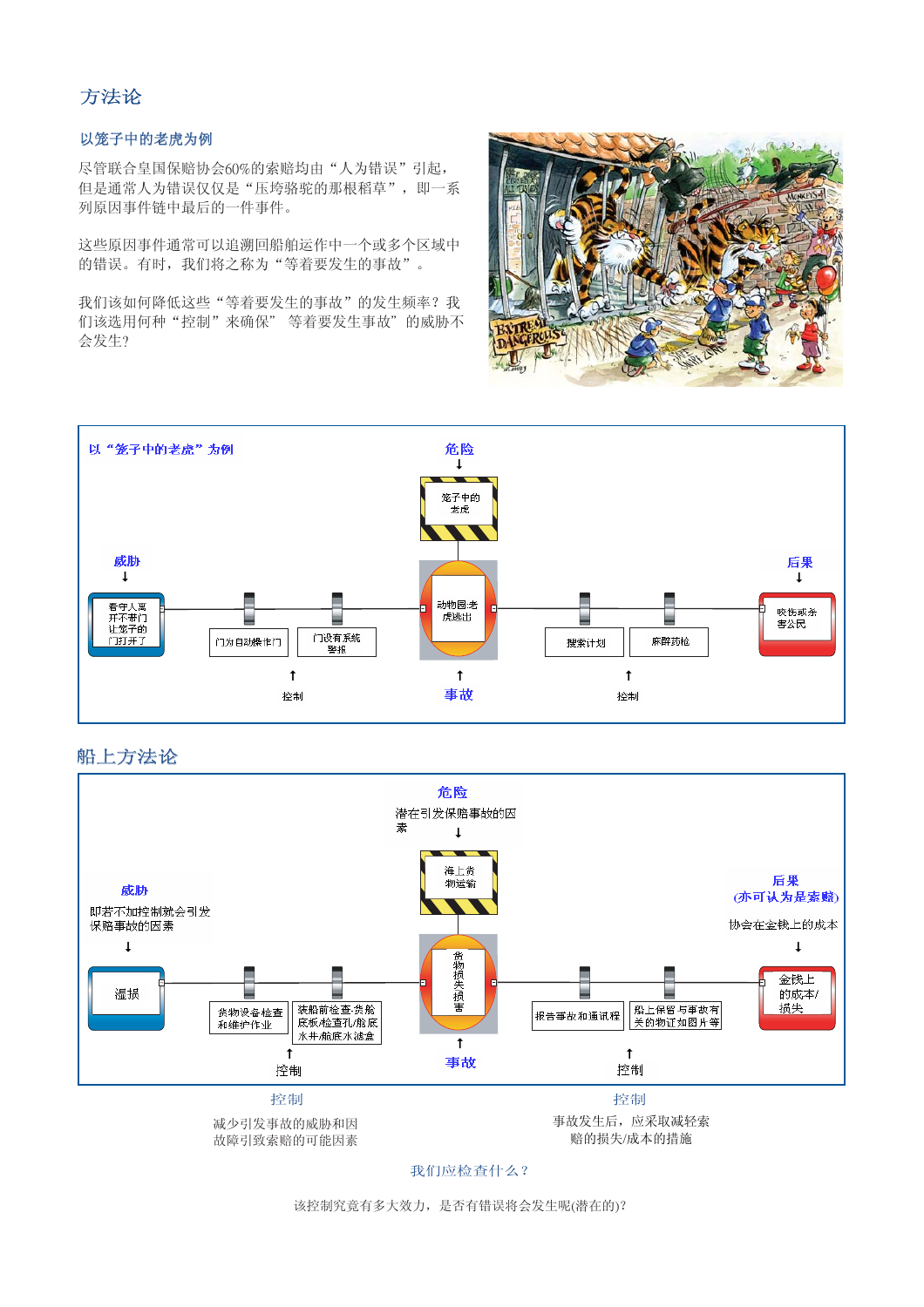# 方法论

## 以笼子中的老虎为例

尽管联合皇国保赔协会60%的索赔均由“人为错误”引起，但是通常人为错误仅仅是“压垮骆驼的那根稻草”，即一系列原因事件链中最后的一件事件。

这些原因事件通常可以追溯回船舶运作中一个或多个区域中的错误。有时，我们将之称为“等着要发生的事故”。

我们该如何降低这些“等着要发生的事故”的发生频率？我们该选用何种“控制”来确保”等着要发生事故”的威胁不会发生？

以“笼子中的老虎”为例

危险
↓
笼子中的老虎

威胁
↓
看守人离开不带门让笼子的门打开了

门为自动操作门

门设有系统警报

↑
控制

动物园-老虎逃出

↑
事故

搜索计划

麻醉药枪

↑
控制

后果
↓
咬伤或杀害公民

## 船上方法论

危险
潜在引发保赔事故的因素
↓
海上货物运输

威胁
即若不加控制就会引发保赔事故的因素
↓
湿损

货物设备检查和维护作业

装船前检查-货舱底板/检查孔/舱底水井/舱底水滤盒

↑
控制

货物损失损害

↑
事故

报告事故和通讯程

船上保留与事故有关的物证如图片等

↑
控制

后果
(亦可认为是索赔)
协会在金钱上的成本
↓
金钱上的成本/损失

控制
减少引发事故的威胁和因故障引致索赔的可能因素

控制
事故发生后，应采取减轻索赔的损失/成本的措施

我们应检查什么？

该控制究竟有多大效力，是否有错误将会发生呢(潜在的)?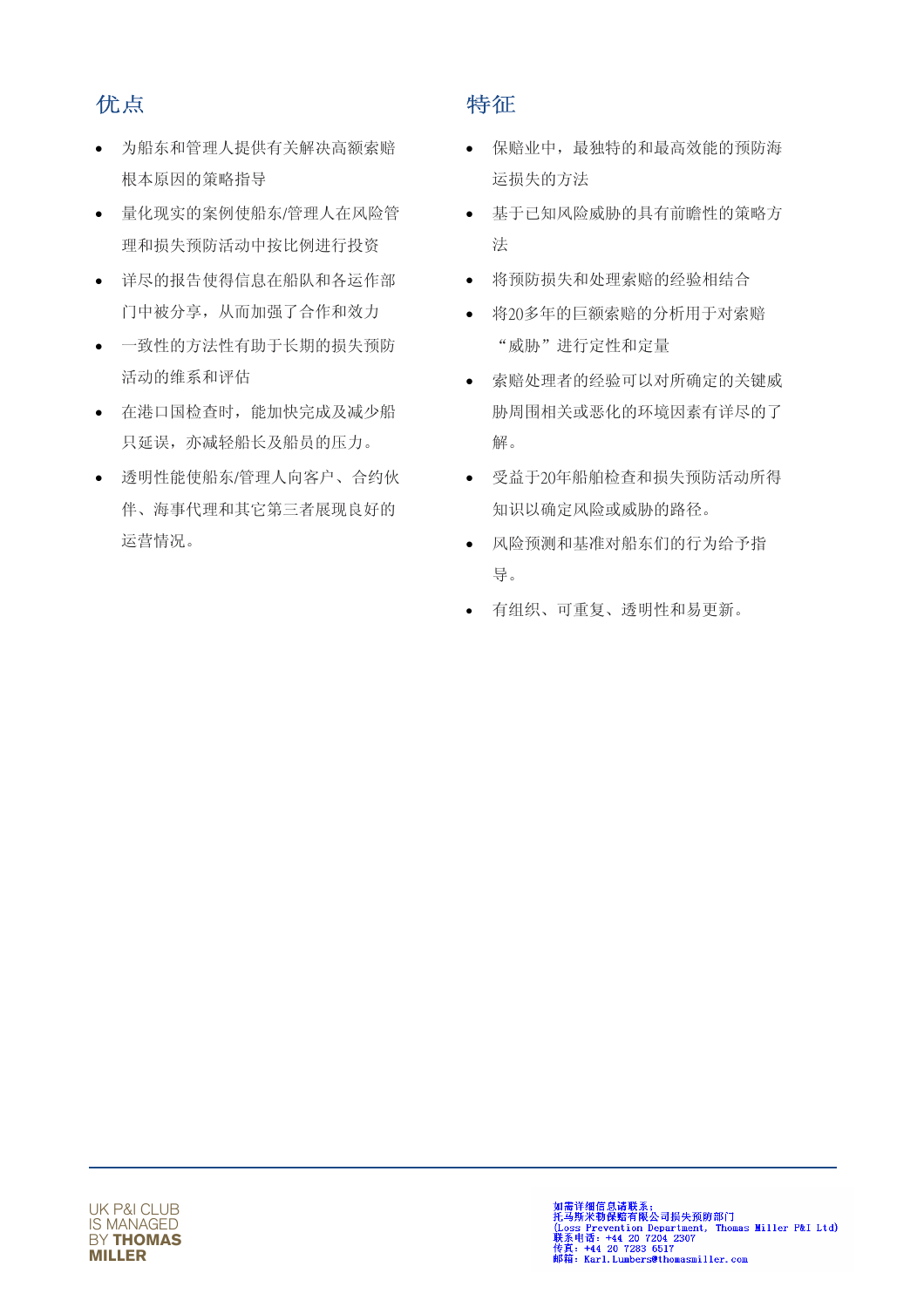## 优点

- 为船东和管理人提供有关解决高额索赔根本原因的策略指导
- 量化现实的案例使船东/管理人在风险管理和损失预防活动中按比例进行投资
- 详尽的报告使得信息在船队和各运作部门中被分享，从而加强了合作和效力
- 一致性的方法性有助于长期的损失预防活动的维系和评估
- 在港口国检查时，能加快完成及减少船只延误，亦减轻船长及船员的压力。
- 透明性能使船东/管理人向客户、合约伙伴、海事代理和其它第三者展现良好的运营情况。

## 特征

- 保赔业中，最独特的和最高效能的预防海运损失的方法
- 基于已知风险威胁的具有前瞻性的策略方法
- 将预防损失和处理索赔的经验相结合
- 将20多年的巨额索赔的分析用于对索赔“威胁”进行定性和定量
- 索赔处理者的经验可以对所确定的关键威胁周围相关或恶化的环境因素有详尽的了解。
- 受益于20年船舶检查和损失预防活动所得知识以确定风险或威胁的路径。
- 风险预测和基准对船东们的行为给予指导。
- 有组织、可重复、透明性和易更新。

UK P&I CLUB
IS MANAGED
BY **THOMAS MILLER**

如需详细信息请联系：
托马斯米勒保赔有限公司损失预防部门
(Loss Prevention Department, Thomas Miller P&I Ltd)
联系电话：+44 20 7204 2307
传真：+44 20 7283 6517
邮箱：Karl.Lumbers@thomasmiller.com